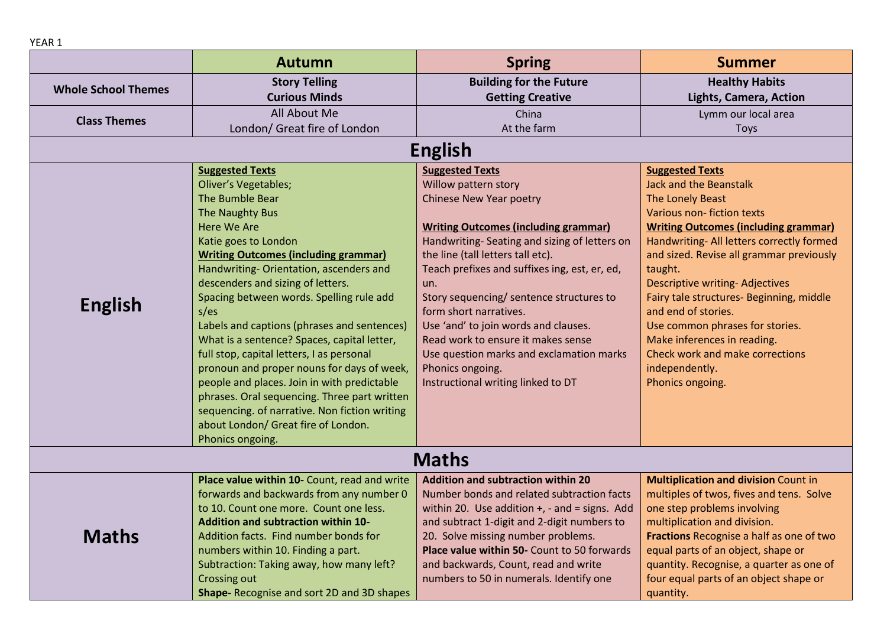YEAR 1

| | Autumn | Spring | Summer |
|---|---|---|---|
| **Whole School Themes** | **Story Telling**<br>**Curious Minds** | **Building for the Future**<br>**Getting Creative** | **Healthy Habits**<br>**Lights, Camera, Action** |
| **Class Themes** | All About Me<br>London/ Great fire of London | China<br>At the farm | Lymm our local area<br>Toys |
| **English** | | | |
| **English** | **Suggested Texts**<br>Oliver's Vegetables;<br>The Bumble Bear<br>The Naughty Bus<br>Here We Are<br>Katie goes to London<br>**Writing Outcomes (including grammar)**<br>Handwriting- Orientation, ascenders and descenders and sizing of letters.<br>Spacing between words. Spelling rule add s/es<br>Labels and captions (phrases and sentences)<br>What is a sentence? Spaces, capital letter, full stop, capital letters, I as personal pronoun and proper nouns for days of week, people and places. Join in with predictable phrases. Oral sequencing. Three part written sequencing. of narrative. Non fiction writing about London/ Great fire of London.<br>Phonics ongoing. | **Suggested Texts**<br>Willow pattern story<br>Chinese New Year poetry<br><br>**Writing Outcomes (including grammar)**<br>Handwriting- Seating and sizing of letters on the line (tall letters tall etc).<br>Teach prefixes and suffixes ing, est, er, ed, un.<br>Story sequencing/ sentence structures to form short narratives.<br>Use 'and' to join words and clauses.<br>Read work to ensure it makes sense<br>Use question marks and exclamation marks<br>Phonics ongoing.<br>Instructional writing linked to DT | **Suggested Texts**<br>Jack and the Beanstalk<br>The Lonely Beast<br>Various non- fiction texts<br>**Writing Outcomes (including grammar)**<br>Handwriting- All letters correctly formed and sized. Revise all grammar previously taught.<br>Descriptive writing- Adjectives<br>Fairy tale structures- Beginning, middle and end of stories.<br>Use common phrases for stories.<br>Make inferences in reading.<br>Check work and make corrections independently.<br>Phonics ongoing. |
| **Maths** | | | |
| **Maths** | **Place value within 10-** Count, read and write forwards and backwards from any number 0 to 10. Count one more. Count one less.<br>**Addition and subtraction within 10-** Addition facts. Find number bonds for numbers within 10. Finding a part.<br>Subtraction: Taking away, how many left? Crossing out<br>**Shape-** Recognise and sort 2D and 3D shapes | **Addition and subtraction within 20**<br>Number bonds and related subtraction facts within 20. Use addition +, - and = signs. Add and subtract 1-digit and 2-digit numbers to 20. Solve missing number problems.<br>**Place value within 50-** Count to 50 forwards and backwards, Count, read and write numbers to 50 in numerals. Identify one | **Multiplication and division** Count in multiples of twos, fives and tens. Solve one step problems involving multiplication and division.<br>**Fractions** Recognise a half as one of two equal parts of an object, shape or quantity. Recognise, a quarter as one of four equal parts of an object shape or quantity. |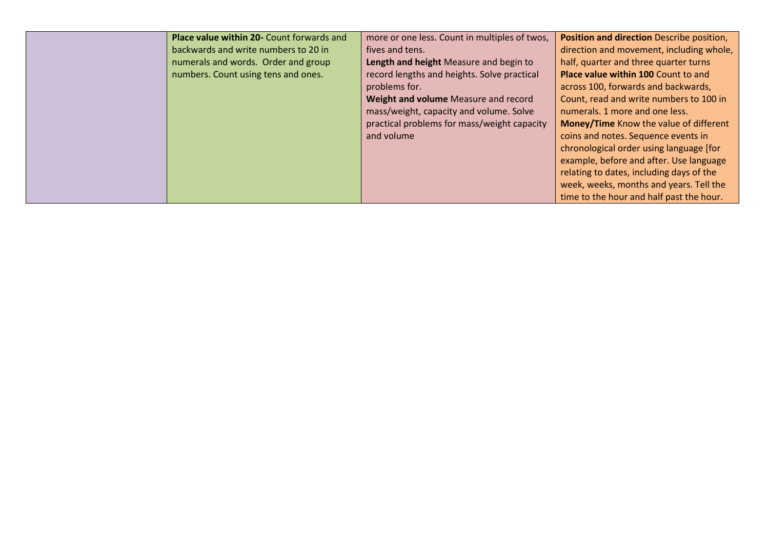| | | | |
|---|---|---|---|
| | **Place value within 20-** Count forwards and backwards and write numbers to 20 in numerals and words. Order and group numbers. Count using tens and ones. | more or one less. Count in multiples of twos, fives and tens.<br>**Length and height** Measure and begin to record lengths and heights. Solve practical problems for.<br>**Weight and volume** Measure and record mass/weight, capacity and volume. Solve practical problems for mass/weight capacity and volume | **Position and direction** Describe position, direction and movement, including whole, half, quarter and three quarter turns<br>**Place value within 100** Count to and across 100, forwards and backwards, Count, read and write numbers to 100 in numerals. 1 more and one less.<br>**Money/Time** Know the value of different coins and notes. Sequence events in chronological order using language [for example, before and after. Use language relating to dates, including days of the week, weeks, months and years. Tell the time to the hour and half past the hour. |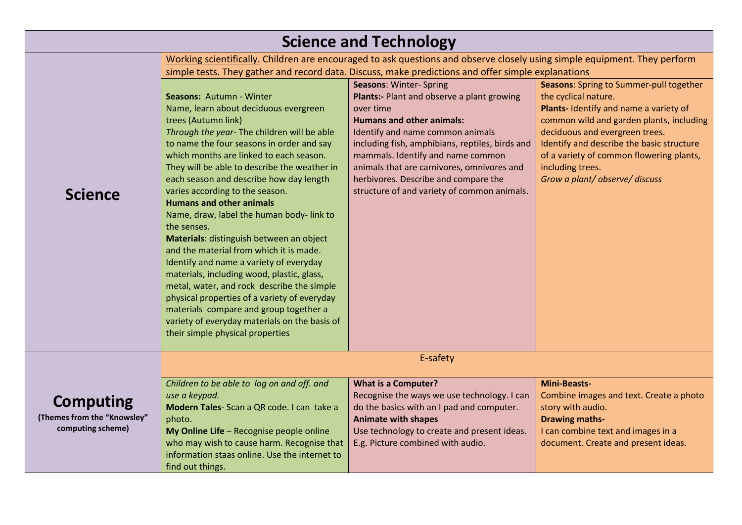# Science and Technology

| | | | |
|---|---|---|---|
| **Science** | Working scientifically. Children are encouraged to ask questions and observe closely using simple equipment. They perform simple tests. They gather and record data. Discuss, make predictions and offer simple explanations | | |
| | **Seasons:** Autumn - Winter<br>Name, learn about deciduous evergreen trees (Autumn link)<br>*Through the year*- The children will be able to name the four seasons in order and say which months are linked to each season. They will be able to describe the weather in each season and describe how day length varies according to the season.<br>**Humans and other animals**<br>Name, draw, label the human body- link to the senses.<br>**Materials**: distinguish between an object and the material from which it is made. Identify and name a variety of everyday materials, including wood, plastic, glass, metal, water, and rock describe the simple physical properties of a variety of everyday materials compare and group together a variety of everyday materials on the basis of their simple physical properties | **Seasons**: Winter- Spring<br>**Plants:-** Plant and observe a plant growing over time<br>**Humans and other animals:**<br>Identify and name common animals including fish, amphibians, reptiles, birds and mammals. Identify and name common animals that are carnivores, omnivores and herbivores. Describe and compare the structure of and variety of common animals. | **Seasons**: Spring to Summer-pull together the cyclical nature.<br>**Plants-** Identify and name a variety of common wild and garden plants, including deciduous and evergreen trees.<br>Identify and describe the basic structure of a variety of common flowering plants, including trees.<br>*Grow a plant/ observe/ discuss* |
| **Computing**<br>**(Themes from the "Knowsley" computing scheme)** | E-safety | | |
| | *Children to be able to log on and off. and use a keypad.*<br>**Modern Tales**- Scan a QR code. I can take a photo.<br>**My Online Life** – Recognise people online who may wish to cause harm. Recognise that information staas online. Use the internet to find out things. | **What is a Computer?**<br>Recognise the ways we use technology. I can do the basics with an I pad and computer.<br>**Animate with shapes**<br>Use technology to create and present ideas. E.g. Picture combined with audio. | **Mini-Beasts-**<br>Combine images and text. Create a photo story with audio.<br>**Drawing maths-**<br>I can combine text and images in a document. Create and present ideas. |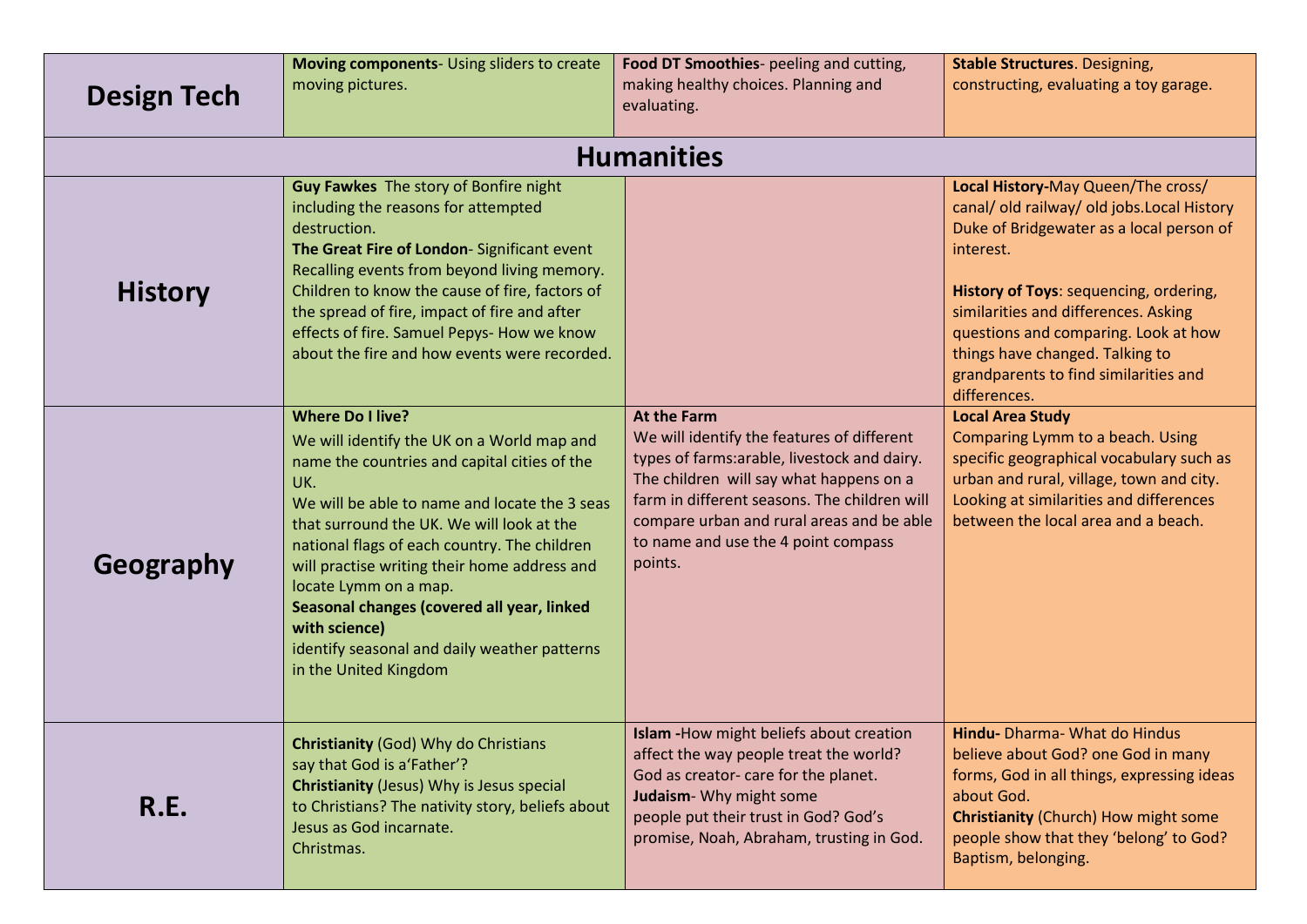| | | | |
|---|---|---|---|
| **Design Tech** | **Moving components**- Using sliders to create moving pictures. | **Food DT Smoothies**- peeling and cutting, making healthy choices. Planning and evaluating. | **Stable Structures**. Designing, constructing, evaluating a toy garage. |
| **Humanities** | | | |
| **History** | **Guy Fawkes** The story of Bonfire night including the reasons for attempted destruction.<br>**The Great Fire of London**- Significant event Recalling events from beyond living memory. Children to know the cause of fire, factors of the spread of fire, impact of fire and after effects of fire. Samuel Pepys- How we know about the fire and how events were recorded. | | **Local History-**May Queen/The cross/ canal/ old railway/ old jobs.Local History Duke of Bridgewater as a local person of interest.<br><br>**History of Toys**: sequencing, ordering, similarities and differences. Asking questions and comparing. Look at how things have changed. Talking to grandparents to find similarities and differences. |
| **Geography** | **Where Do I live?**<br>We will identify the UK on a World map and name the countries and capital cities of the UK.<br>We will be able to name and locate the 3 seas that surround the UK. We will look at the national flags of each country. The children will practise writing their home address and locate Lymm on a map.<br>**Seasonal changes (covered all year, linked with science)**<br>identify seasonal and daily weather patterns in the United Kingdom | **At the Farm**<br>We will identify the features of different types of farms:arable, livestock and dairy. The children will say what happens on a farm in different seasons. The children will compare urban and rural areas and be able to name and use the 4 point compass points. | **Local Area Study**<br>Comparing Lymm to a beach. Using specific geographical vocabulary such as urban and rural, village, town and city. Looking at similarities and differences between the local area and a beach. |
| **R.E.** | **Christianity** (God) Why do Christians say that God is a'Father'?<br>**Christianity** (Jesus) Why is Jesus special to Christians? The nativity story, beliefs about Jesus as God incarnate.<br>Christmas. | **Islam -**How might beliefs about creation affect the way people treat the world? God as creator- care for the planet.<br>**Judaism**- Why might some people put their trust in God? God's promise, Noah, Abraham, trusting in God. | **Hindu-** Dharma- What do Hindus believe about God? one God in many forms, God in all things, expressing ideas about God.<br>**Christianity** (Church) How might some people show that they 'belong' to God? Baptism, belonging. |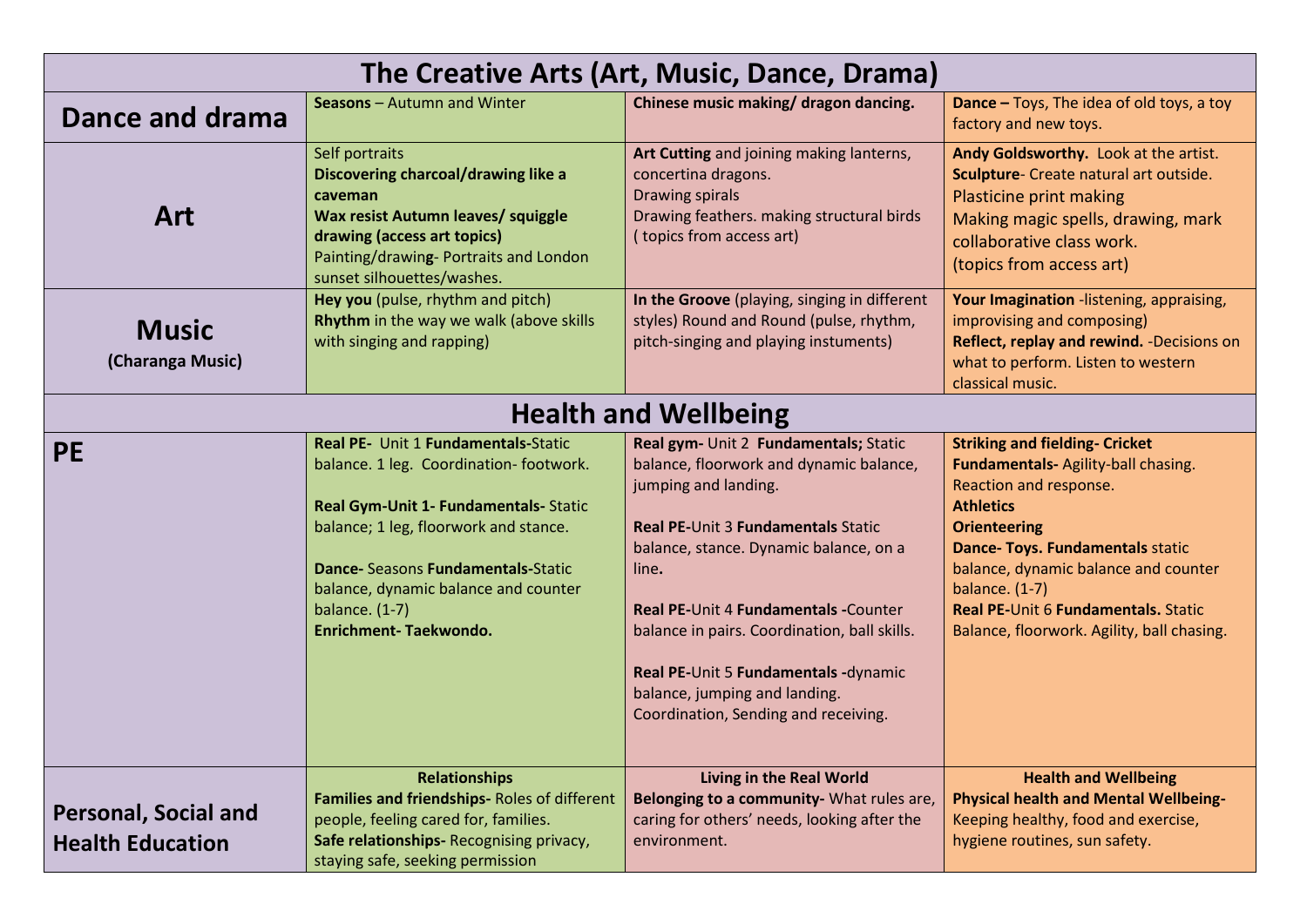| The Creative Arts (Art, Music, Dance, Drama) | | | |
|---|---|---|---|
| **Dance and drama** | **Seasons** – Autumn and Winter | **Chinese music making/ dragon dancing.** | **Dance –** Toys, The idea of old toys, a toy factory and new toys. |
| **Art** | Self portraits<br>**Discovering charcoal/drawing like a caveman**<br>**Wax resist Autumn leaves/ squiggle drawing (access art topics)**<br>Painting/drawin**g**- Portraits and London sunset silhouettes/washes. | **Art Cutting** and joining making lanterns, concertina dragons.<br>Drawing spirals<br>Drawing feathers. making structural birds ( topics from access art) | **Andy Goldsworthy.** Look at the artist.<br>**Sculpture**- Create natural art outside.<br>Plasticine print making<br>Making magic spells, drawing, mark collaborative class work.<br>(topics from access art) |
| **Music**<br>**(Charanga Music)** | **Hey you** (pulse, rhythm and pitch)<br>**Rhythm** in the way we walk (above skills with singing and rapping) | **In the Groove** (playing, singing in different styles) Round and Round (pulse, rhythm, pitch-singing and playing instuments) | **Your Imagination** -listening, appraising, improvising and composing)<br>**Reflect, replay and rewind.** -Decisions on what to perform. Listen to western classical music. |
| **Health and Wellbeing** | | | |
| **PE** | **Real PE-** Unit 1 **Fundamentals-**Static balance. 1 leg. Coordination- footwork.<br><br>**Real Gym-Unit 1- Fundamentals-** Static balance; 1 leg, floorwork and stance.<br><br>**Dance-** Seasons **Fundamentals-**Static balance, dynamic balance and counter balance. (1-7)<br>**Enrichment- Taekwondo.** | **Real gym-** Unit 2 **Fundamentals;** Static balance, floorwork and dynamic balance, jumping and landing.<br><br>**Real PE-**Unit 3 **Fundamentals** Static balance, stance. Dynamic balance, on a line**.**<br><br>**Real PE-**Unit 4 **Fundamentals -**Counter balance in pairs. Coordination, ball skills.<br><br>**Real PE-**Unit 5 **Fundamentals -**dynamic balance, jumping and landing. Coordination, Sending and receiving. | **Striking and fielding- Cricket**<br>**Fundamentals-** Agility-ball chasing. Reaction and response.<br>**Athletics**<br>**Orienteering**<br>**Dance- Toys. Fundamentals** static balance, dynamic balance and counter balance. (1-7)<br>**Real PE-**Unit 6 **Fundamentals.** Static Balance, floorwork. Agility, ball chasing. |
| **Personal, Social and Health Education** | **Relationships**<br>**Families and friendships-** Roles of different people, feeling cared for, families.<br>**Safe relationships-** Recognising privacy, staying safe, seeking permission | **Living in the Real World**<br>**Belonging to a community-** What rules are, caring for others' needs, looking after the environment. | **Health and Wellbeing**<br>**Physical health and Mental Wellbeing-** Keeping healthy, food and exercise, hygiene routines, sun safety. |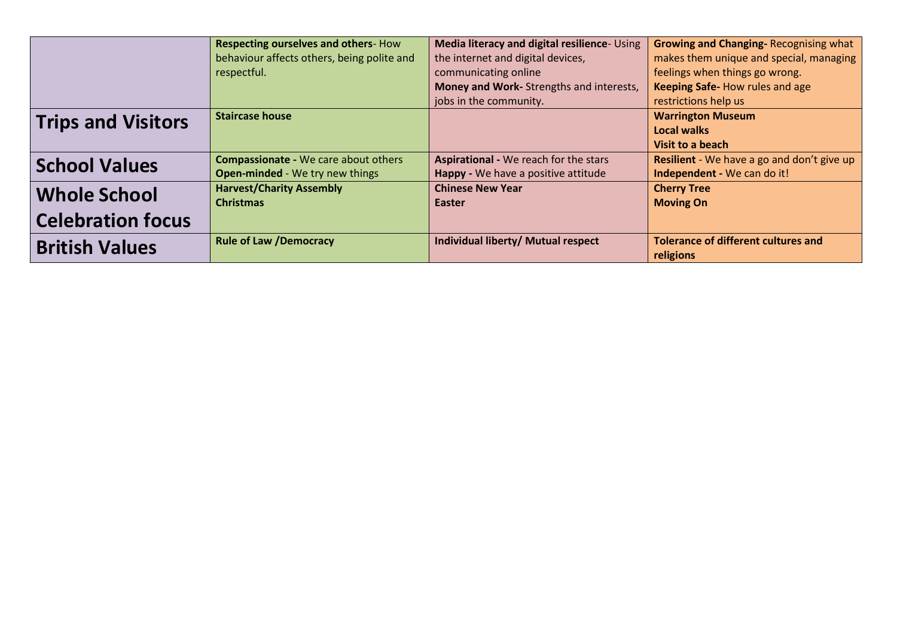| | | | |
|---|---|---|---|
| | **Respecting ourselves and others**- How behaviour affects others, being polite and respectful. | **Media literacy and digital resilience**- Using the internet and digital devices, communicating online<br>**Money and Work-** Strengths and interests, jobs in the community. | **Growing and Changing-** Recognising what makes them unique and special, managing feelings when things go wrong.<br>**Keeping Safe-** How rules and age restrictions help us |
| **Trips and Visitors** | **Staircase house** | | **Warrington Museum**<br>**Local walks**<br>**Visit to a beach** |
| **School Values** | **Compassionate -** We care about others<br>**Open-minded** - We try new things | **Aspirational -** We reach for the stars<br>**Happy -** We have a positive attitude | **Resilient** - We have a go and don't give up<br>**Independent -** We can do it! |
| **Whole School Celebration focus** | **Harvest/Charity Assembly**<br>**Christmas** | **Chinese New Year**<br>**Easter** | **Cherry Tree**<br>**Moving On** |
| **British Values** | **Rule of Law /Democracy** | **Individual liberty/ Mutual respect** | **Tolerance of different cultures and religions** |